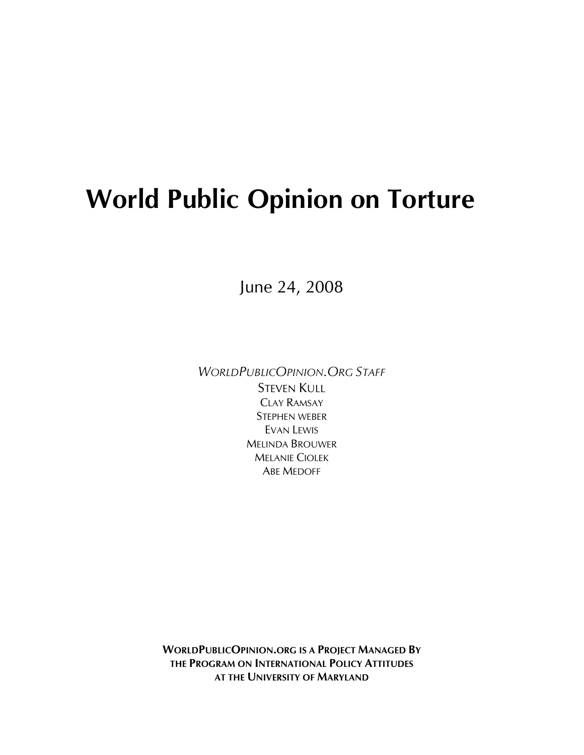# World Public Opinion on Torture

June 24, 2008

*WorldPublicOpinion.Org Staff*

Steven Kull

Clay Ramsay

Stephen weber

Evan Lewis

Melinda Brouwer

Melanie Ciolek

Abe Medoff

**WorldPublicOpinion.org is a Project Managed By the Program on International Policy Attitudes at the University of Maryland**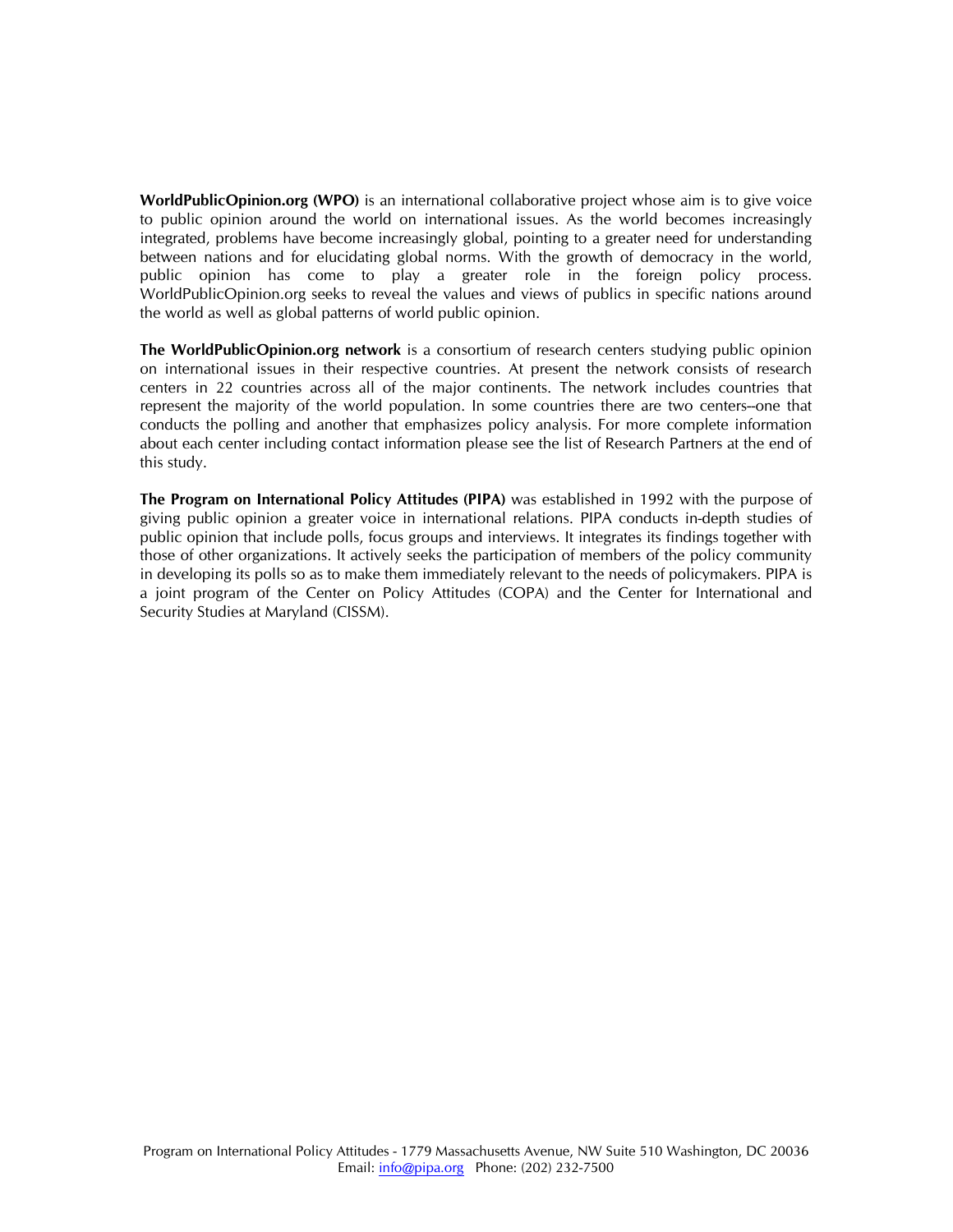**WorldPublicOpinion.org (WPO)** is an international collaborative project whose aim is to give voice to public opinion around the world on international issues. As the world becomes increasingly integrated, problems have become increasingly global, pointing to a greater need for understanding between nations and for elucidating global norms. With the growth of democracy in the world, public opinion has come to play a greater role in the foreign policy process. WorldPublicOpinion.org seeks to reveal the values and views of publics in specific nations around the world as well as global patterns of world public opinion.

**The WorldPublicOpinion.org network** is a consortium of research centers studying public opinion on international issues in their respective countries. At present the network consists of research centers in 22 countries across all of the major continents. The network includes countries that represent the majority of the world population. In some countries there are two centers--one that conducts the polling and another that emphasizes policy analysis. For more complete information about each center including contact information please see the list of Research Partners at the end of this study.

**The Program on International Policy Attitudes (PIPA)** was established in 1992 with the purpose of giving public opinion a greater voice in international relations. PIPA conducts in-depth studies of public opinion that include polls, focus groups and interviews. It integrates its findings together with those of other organizations. It actively seeks the participation of members of the policy community in developing its polls so as to make them immediately relevant to the needs of policymakers. PIPA is a joint program of the Center on Policy Attitudes (COPA) and the Center for International and Security Studies at Maryland (CISSM).

Program on International Policy Attitudes - 1779 Massachusetts Avenue, NW Suite 510 Washington, DC 20036
Email: info@pipa.org Phone: (202) 232-7500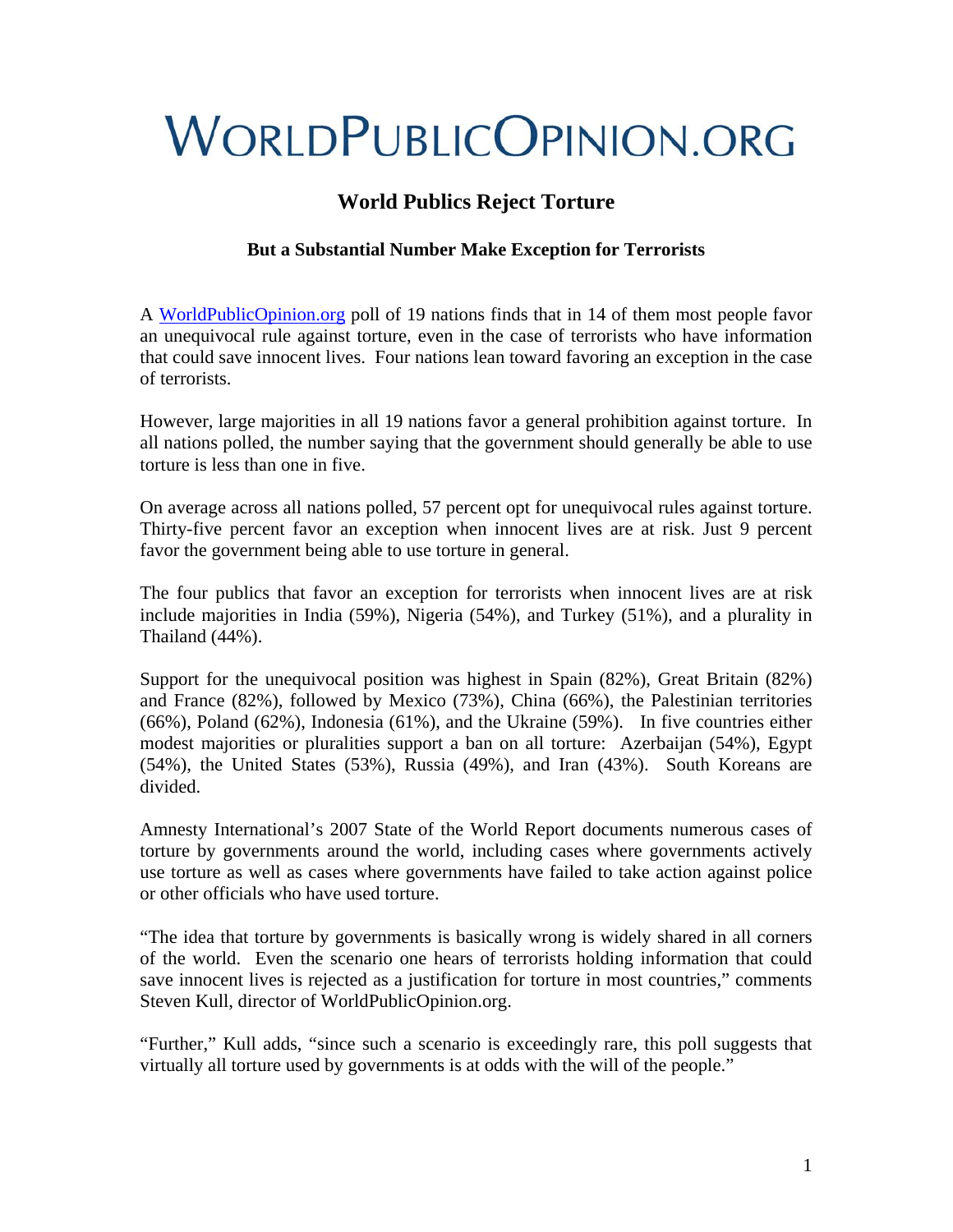# WORLDPUBLICOPINION.ORG

## World Publics Reject Torture

### But a Substantial Number Make Exception for Terrorists

A [WorldPublicOpinion.org](http://WorldPublicOpinion.org) poll of 19 nations finds that in 14 of them most people favor an unequivocal rule against torture, even in the case of terrorists who have information that could save innocent lives. Four nations lean toward favoring an exception in the case of terrorists.

However, large majorities in all 19 nations favor a general prohibition against torture. In all nations polled, the number saying that the government should generally be able to use torture is less than one in five.

On average across all nations polled, 57 percent opt for unequivocal rules against torture. Thirty-five percent favor an exception when innocent lives are at risk. Just 9 percent favor the government being able to use torture in general.

The four publics that favor an exception for terrorists when innocent lives are at risk include majorities in India (59%), Nigeria (54%), and Turkey (51%), and a plurality in Thailand (44%).

Support for the unequivocal position was highest in Spain (82%), Great Britain (82%) and France (82%), followed by Mexico (73%), China (66%), the Palestinian territories (66%), Poland (62%), Indonesia (61%), and the Ukraine (59%). In five countries either modest majorities or pluralities support a ban on all torture: Azerbaijan (54%), Egypt (54%), the United States (53%), Russia (49%), and Iran (43%). South Koreans are divided.

Amnesty International's 2007 State of the World Report documents numerous cases of torture by governments around the world, including cases where governments actively use torture as well as cases where governments have failed to take action against police or other officials who have used torture.

"The idea that torture by governments is basically wrong is widely shared in all corners of the world. Even the scenario one hears of terrorists holding information that could save innocent lives is rejected as a justification for torture in most countries," comments Steven Kull, director of WorldPublicOpinion.org.

"Further," Kull adds, "since such a scenario is exceedingly rare, this poll suggests that virtually all torture used by governments is at odds with the will of the people."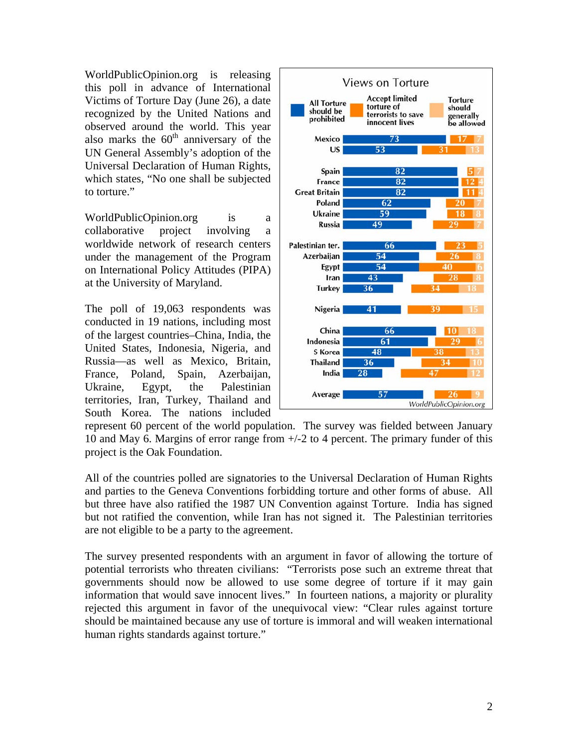WorldPublicOpinion.org is releasing this poll in advance of International Victims of Torture Day (June 26), a date recognized by the United Nations and observed around the world. This year also marks the 60th anniversary of the UN General Assembly's adoption of the Universal Declaration of Human Rights, which states, "No one shall be subjected to torture."

WorldPublicOpinion.org is a collaborative project involving a worldwide network of research centers under the management of the Program on International Policy Attitudes (PIPA) at the University of Maryland.

**Views on Torture**

| | All Torture should be prohibited | Accept limited torture of terrorists to save innocent lives | Torture should generally be allowed |
|---|---|---|---|
| Mexico | 73 | 17 | 7 |
| US | 53 | 31 | 13 |
| Spain | 82 | 5 | 7 |
| France | 82 | 12 | 4 |
| Great Britain | 82 | 11 | 4 |
| Poland | 62 | 20 | 7 |
| Ukraine | 59 | 18 | 8 |
| Russia | 49 | 29 | 7 |
| Palestinian ter. | 66 | 23 | 5 |
| Azerbaijan | 54 | 26 | 8 |
| Egypt | 54 | 40 | 6 |
| Iran | 43 | 28 | 8 |
| Turkey | 36 | 34 | 18 |
| Nigeria | 41 | 39 | 15 |
| China | 66 | 10 | 18 |
| Indonesia | 61 | 29 | 6 |
| S Korea | 48 | 38 | 13 |
| Thailand | 36 | 34 | 10 |
| India | 28 | 47 | 12 |
| Average | 57 | 26 | 9 |

WorldPublicOpinion.org

The poll of 19,063 respondents was conducted in 19 nations, including most of the largest countries–China, India, the United States, Indonesia, Nigeria, and Russia—as well as Mexico, Britain, France, Poland, Spain, Azerbaijan, Ukraine, Egypt, the Palestinian territories, Iran, Turkey, Thailand and South Korea. The nations included represent 60 percent of the world population. The survey was fielded between January 10 and May 6. Margins of error range from +/-2 to 4 percent. The primary funder of this project is the Oak Foundation.

All of the countries polled are signatories to the Universal Declaration of Human Rights and parties to the Geneva Conventions forbidding torture and other forms of abuse. All but three have also ratified the 1987 UN Convention against Torture. India has signed but not ratified the convention, while Iran has not signed it. The Palestinian territories are not eligible to be a party to the agreement.

The survey presented respondents with an argument in favor of allowing the torture of potential terrorists who threaten civilians: "Terrorists pose such an extreme threat that governments should now be allowed to use some degree of torture if it may gain information that would save innocent lives." In fourteen nations, a majority or plurality rejected this argument in favor of the unequivocal view: "Clear rules against torture should be maintained because any use of torture is immoral and will weaken international human rights standards against torture."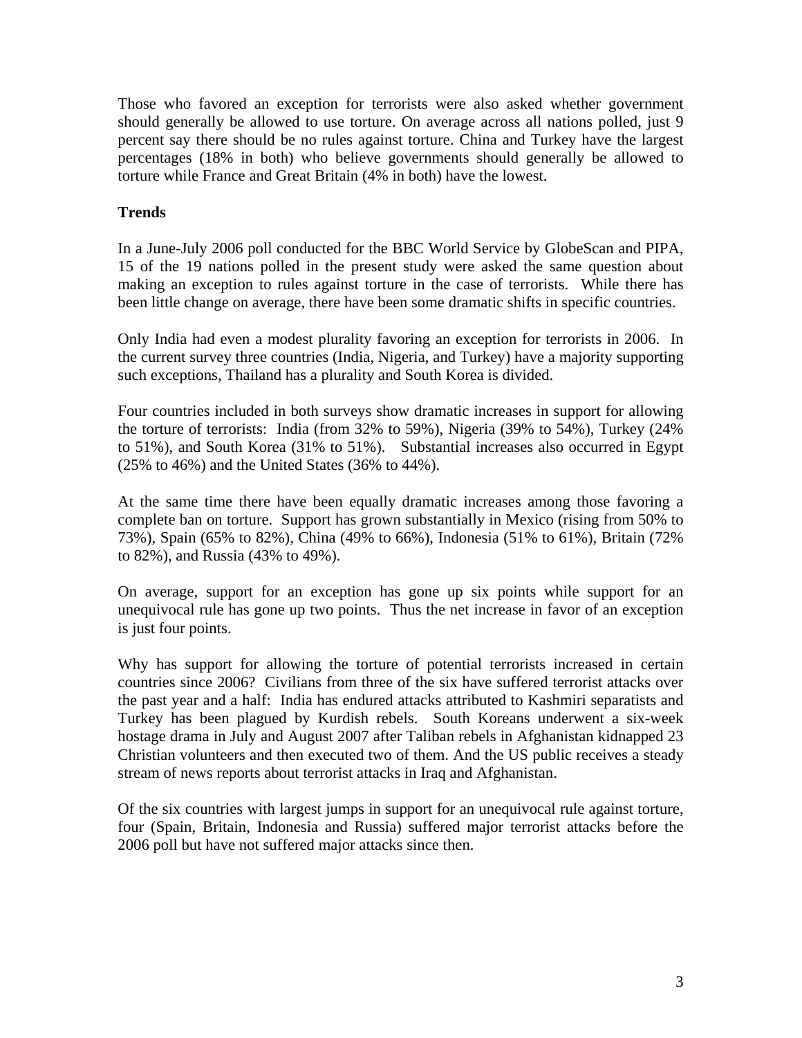Those who favored an exception for terrorists were also asked whether government should generally be allowed to use torture. On average across all nations polled, just 9 percent say there should be no rules against torture. China and Turkey have the largest percentages (18% in both) who believe governments should generally be allowed to torture while France and Great Britain (4% in both) have the lowest.

**Trends**

In a June-July 2006 poll conducted for the BBC World Service by GlobeScan and PIPA, 15 of the 19 nations polled in the present study were asked the same question about making an exception to rules against torture in the case of terrorists. While there has been little change on average, there have been some dramatic shifts in specific countries.

Only India had even a modest plurality favoring an exception for terrorists in 2006. In the current survey three countries (India, Nigeria, and Turkey) have a majority supporting such exceptions, Thailand has a plurality and South Korea is divided.

Four countries included in both surveys show dramatic increases in support for allowing the torture of terrorists: India (from 32% to 59%), Nigeria (39% to 54%), Turkey (24% to 51%), and South Korea (31% to 51%). Substantial increases also occurred in Egypt (25% to 46%) and the United States (36% to 44%).

At the same time there have been equally dramatic increases among those favoring a complete ban on torture. Support has grown substantially in Mexico (rising from 50% to 73%), Spain (65% to 82%), China (49% to 66%), Indonesia (51% to 61%), Britain (72% to 82%), and Russia (43% to 49%).

On average, support for an exception has gone up six points while support for an unequivocal rule has gone up two points. Thus the net increase in favor of an exception is just four points.

Why has support for allowing the torture of potential terrorists increased in certain countries since 2006? Civilians from three of the six have suffered terrorist attacks over the past year and a half: India has endured attacks attributed to Kashmiri separatists and Turkey has been plagued by Kurdish rebels. South Koreans underwent a six-week hostage drama in July and August 2007 after Taliban rebels in Afghanistan kidnapped 23 Christian volunteers and then executed two of them. And the US public receives a steady stream of news reports about terrorist attacks in Iraq and Afghanistan.

Of the six countries with largest jumps in support for an unequivocal rule against torture, four (Spain, Britain, Indonesia and Russia) suffered major terrorist attacks before the 2006 poll but have not suffered major attacks since then.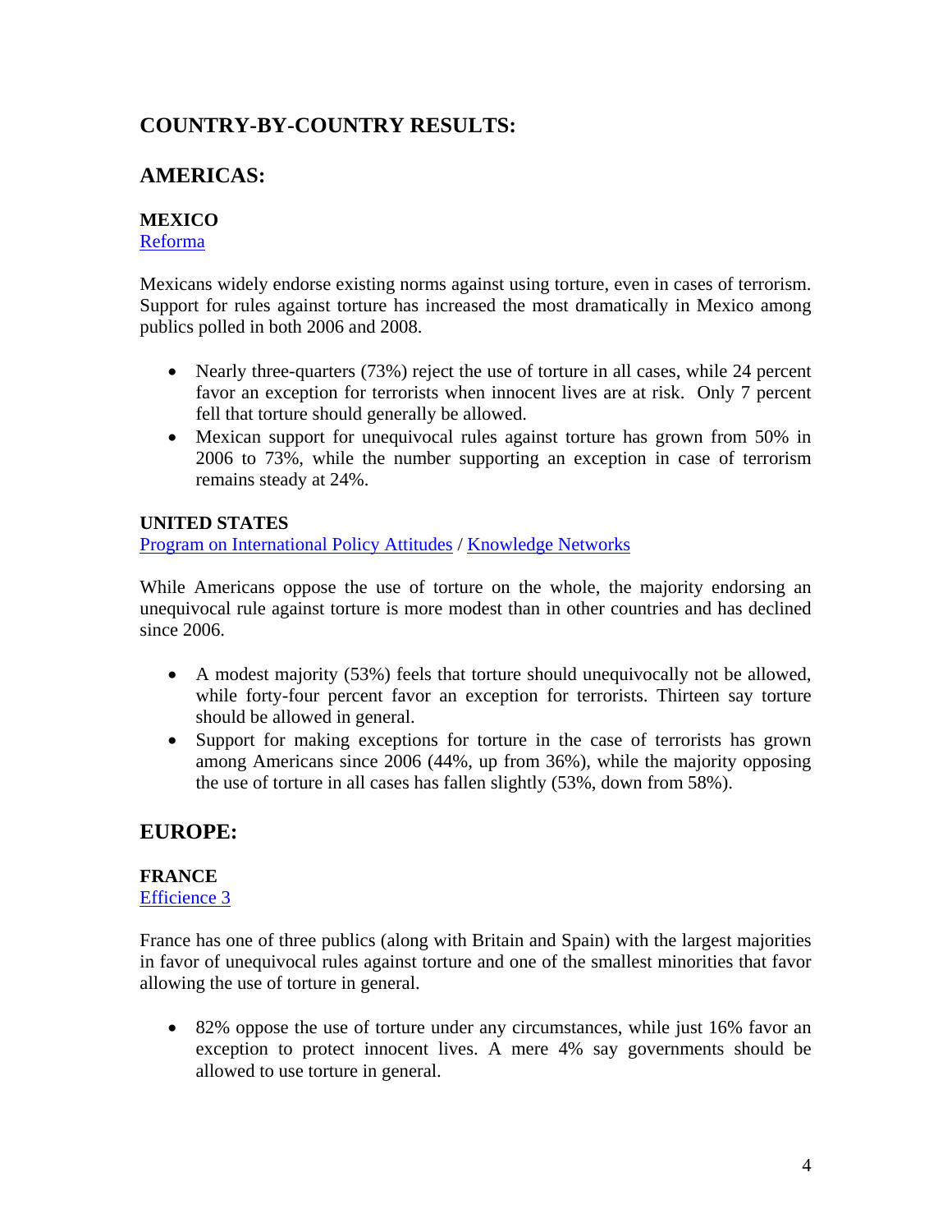## COUNTRY-BY-COUNTRY RESULTS:

## AMERICAS:

### MEXICO

Reforma

Mexicans widely endorse existing norms against using torture, even in cases of terrorism. Support for rules against torture has increased the most dramatically in Mexico among publics polled in both 2006 and 2008.

- Nearly three-quarters (73%) reject the use of torture in all cases, while 24 percent favor an exception for terrorists when innocent lives are at risk. Only 7 percent fell that torture should generally be allowed.
- Mexican support for unequivocal rules against torture has grown from 50% in 2006 to 73%, while the number supporting an exception in case of terrorism remains steady at 24%.

### UNITED STATES

Program on International Policy Attitudes / Knowledge Networks

While Americans oppose the use of torture on the whole, the majority endorsing an unequivocal rule against torture is more modest than in other countries and has declined since 2006.

- A modest majority (53%) feels that torture should unequivocally not be allowed, while forty-four percent favor an exception for terrorists. Thirteen say torture should be allowed in general.
- Support for making exceptions for torture in the case of terrorists has grown among Americans since 2006 (44%, up from 36%), while the majority opposing the use of torture in all cases has fallen slightly (53%, down from 58%).

## EUROPE:

### FRANCE

Efficience 3

France has one of three publics (along with Britain and Spain) with the largest majorities in favor of unequivocal rules against torture and one of the smallest minorities that favor allowing the use of torture in general.

- 82% oppose the use of torture under any circumstances, while just 16% favor an exception to protect innocent lives. A mere 4% say governments should be allowed to use torture in general.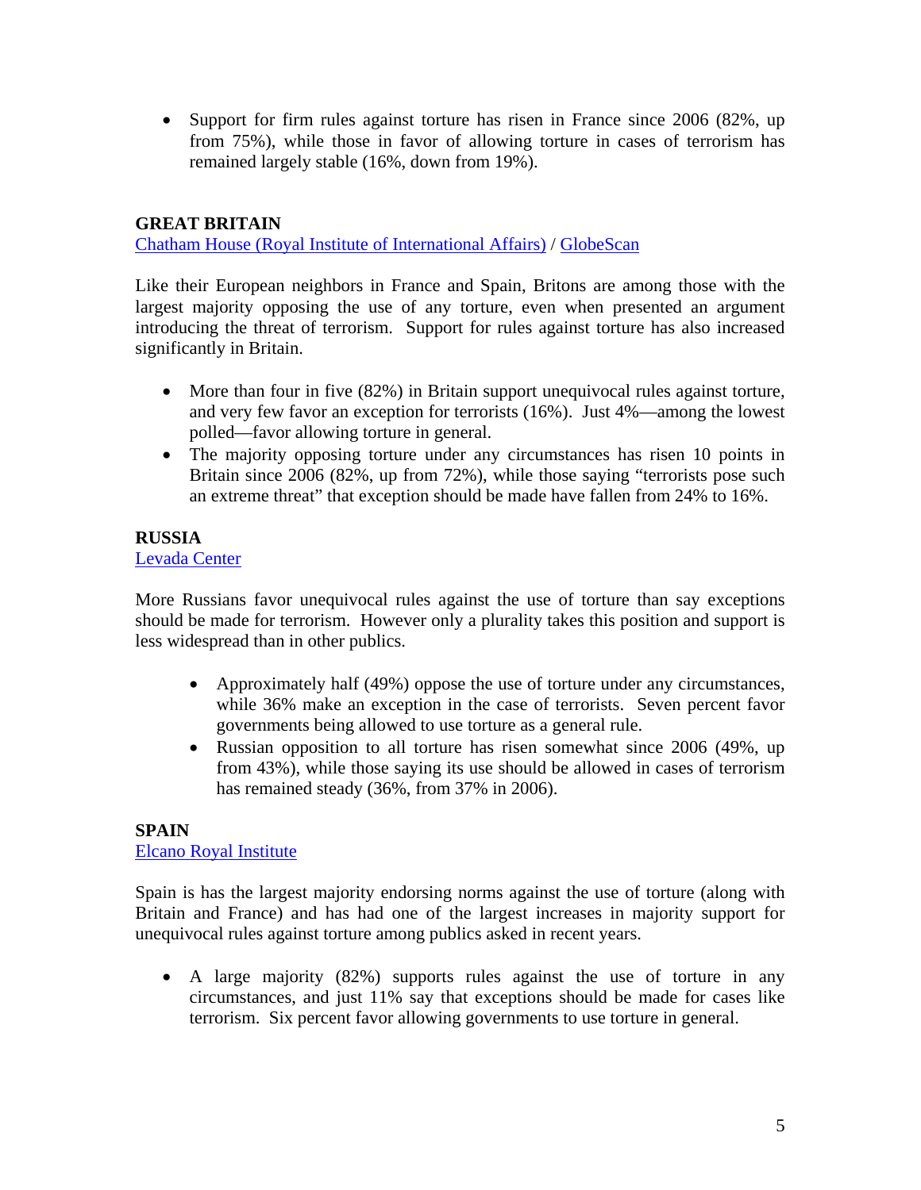- Support for firm rules against torture has risen in France since 2006 (82%, up from 75%), while those in favor of allowing torture in cases of terrorism has remained largely stable (16%, down from 19%).

**GREAT BRITAIN**

Chatham House (Royal Institute of International Affairs) / GlobeScan

Like their European neighbors in France and Spain, Britons are among those with the largest majority opposing the use of any torture, even when presented an argument introducing the threat of terrorism. Support for rules against torture has also increased significantly in Britain.

- More than four in five (82%) in Britain support unequivocal rules against torture, and very few favor an exception for terrorists (16%). Just 4%—among the lowest polled—favor allowing torture in general.
- The majority opposing torture under any circumstances has risen 10 points in Britain since 2006 (82%, up from 72%), while those saying "terrorists pose such an extreme threat" that exception should be made have fallen from 24% to 16%.

**RUSSIA**

Levada Center

More Russians favor unequivocal rules against the use of torture than say exceptions should be made for terrorism. However only a plurality takes this position and support is less widespread than in other publics.

- Approximately half (49%) oppose the use of torture under any circumstances, while 36% make an exception in the case of terrorists. Seven percent favor governments being allowed to use torture as a general rule.
- Russian opposition to all torture has risen somewhat since 2006 (49%, up from 43%), while those saying its use should be allowed in cases of terrorism has remained steady (36%, from 37% in 2006).

**SPAIN**

Elcano Royal Institute

Spain is has the largest majority endorsing norms against the use of torture (along with Britain and France) and has had one of the largest increases in majority support for unequivocal rules against torture among publics asked in recent years.

- A large majority (82%) supports rules against the use of torture in any circumstances, and just 11% say that exceptions should be made for cases like terrorism. Six percent favor allowing governments to use torture in general.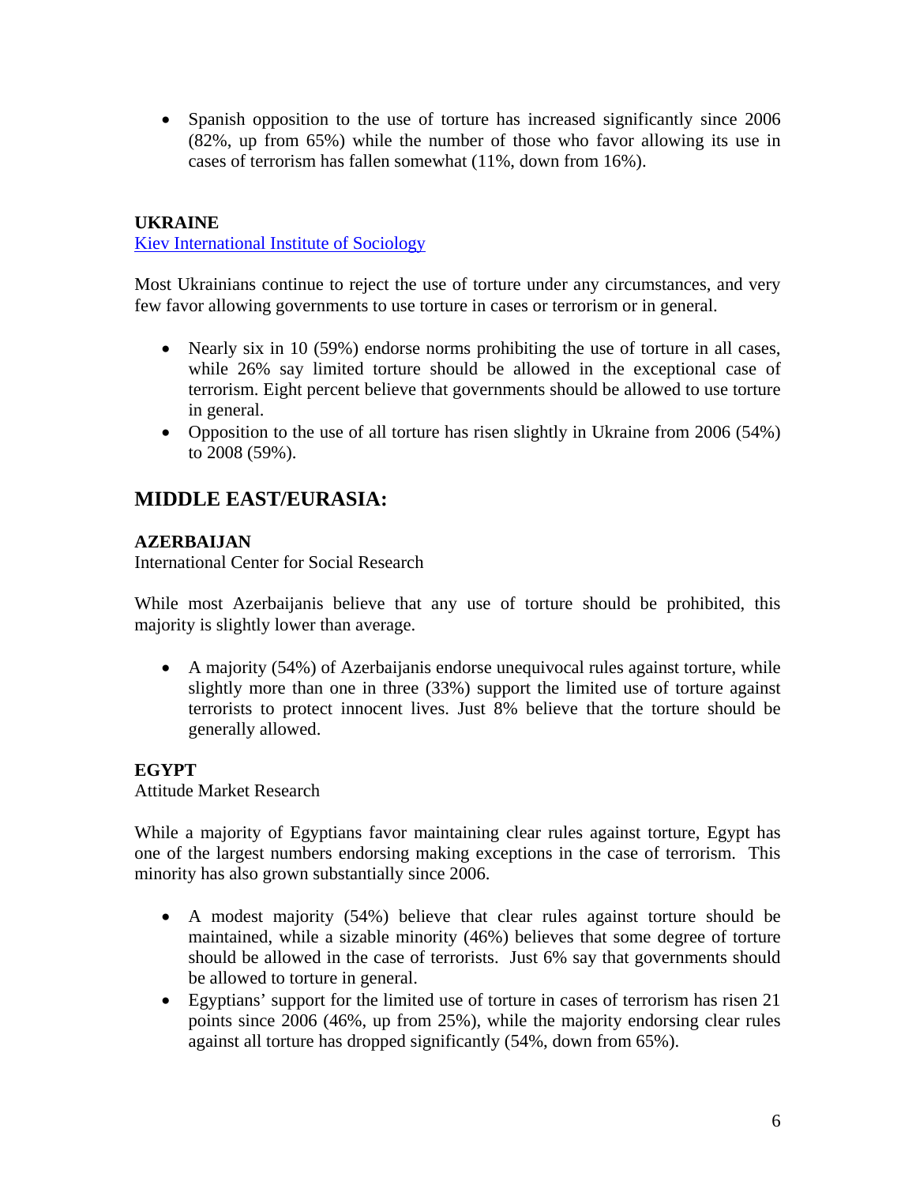- Spanish opposition to the use of torture has increased significantly since 2006 (82%, up from 65%) while the number of those who favor allowing its use in cases of terrorism has fallen somewhat (11%, down from 16%).

**UKRAINE**

Kiev International Institute of Sociology

Most Ukrainians continue to reject the use of torture under any circumstances, and very few favor allowing governments to use torture in cases or terrorism or in general.

- Nearly six in 10 (59%) endorse norms prohibiting the use of torture in all cases, while 26% say limited torture should be allowed in the exceptional case of terrorism. Eight percent believe that governments should be allowed to use torture in general.
- Opposition to the use of all torture has risen slightly in Ukraine from 2006 (54%) to 2008 (59%).

## MIDDLE EAST/EURASIA:

**AZERBAIJAN**

International Center for Social Research

While most Azerbaijanis believe that any use of torture should be prohibited, this majority is slightly lower than average.

- A majority (54%) of Azerbaijanis endorse unequivocal rules against torture, while slightly more than one in three (33%) support the limited use of torture against terrorists to protect innocent lives. Just 8% believe that the torture should be generally allowed.

**EGYPT**

Attitude Market Research

While a majority of Egyptians favor maintaining clear rules against torture, Egypt has one of the largest numbers endorsing making exceptions in the case of terrorism. This minority has also grown substantially since 2006.

- A modest majority (54%) believe that clear rules against torture should be maintained, while a sizable minority (46%) believes that some degree of torture should be allowed in the case of terrorists. Just 6% say that governments should be allowed to torture in general.
- Egyptians' support for the limited use of torture in cases of terrorism has risen 21 points since 2006 (46%, up from 25%), while the majority endorsing clear rules against all torture has dropped significantly (54%, down from 65%).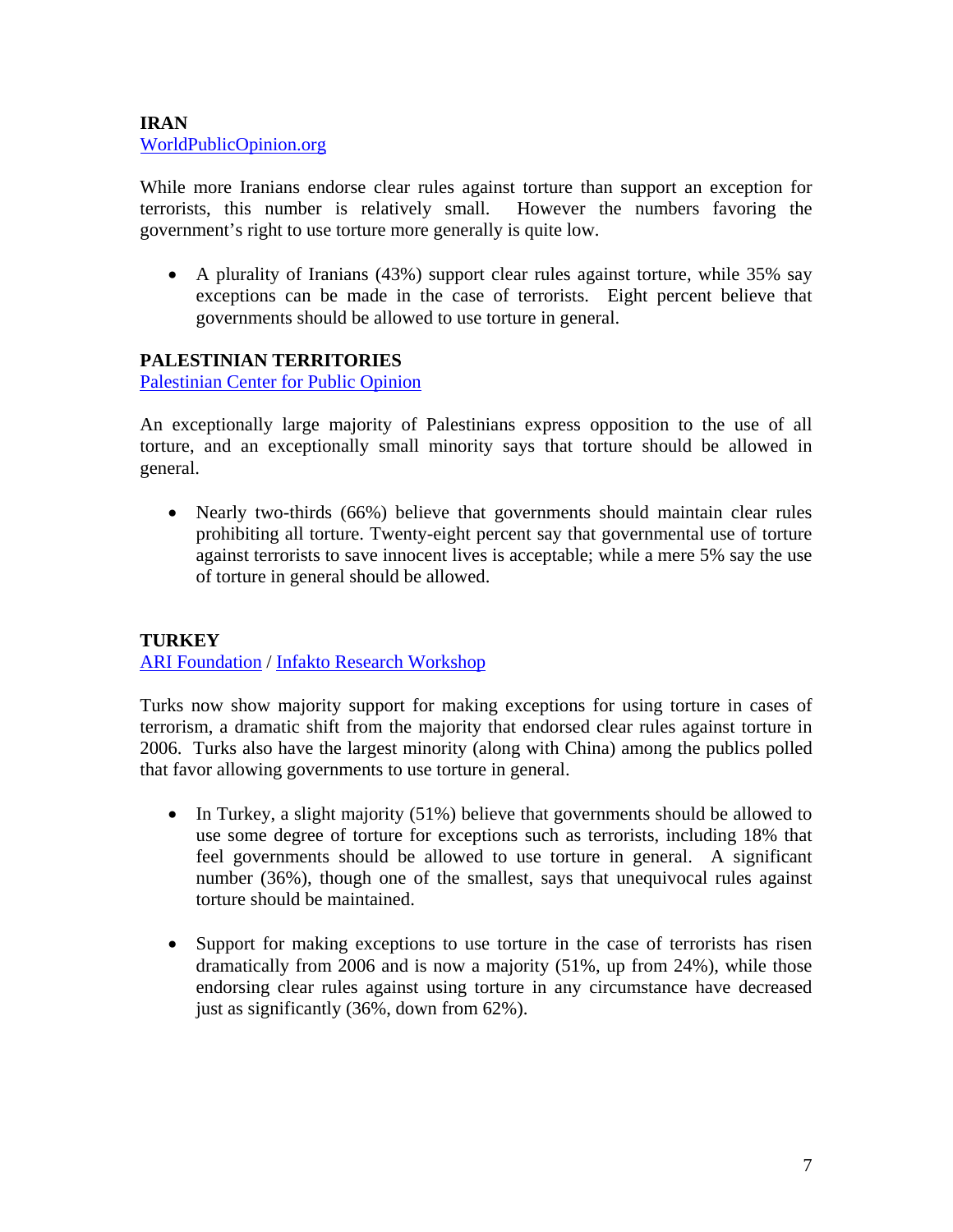**IRAN**
WorldPublicOpinion.org

While more Iranians endorse clear rules against torture than support an exception for terrorists, this number is relatively small. However the numbers favoring the government's right to use torture more generally is quite low.

- A plurality of Iranians (43%) support clear rules against torture, while 35% say exceptions can be made in the case of terrorists. Eight percent believe that governments should be allowed to use torture in general.

**PALESTINIAN TERRITORIES**
Palestinian Center for Public Opinion

An exceptionally large majority of Palestinians express opposition to the use of all torture, and an exceptionally small minority says that torture should be allowed in general.

- Nearly two-thirds (66%) believe that governments should maintain clear rules prohibiting all torture. Twenty-eight percent say that governmental use of torture against terrorists to save innocent lives is acceptable; while a mere 5% say the use of torture in general should be allowed.

**TURKEY**
ARI Foundation / Infakto Research Workshop

Turks now show majority support for making exceptions for using torture in cases of terrorism, a dramatic shift from the majority that endorsed clear rules against torture in 2006. Turks also have the largest minority (along with China) among the publics polled that favor allowing governments to use torture in general.

- In Turkey, a slight majority (51%) believe that governments should be allowed to use some degree of torture for exceptions such as terrorists, including 18% that feel governments should be allowed to use torture in general. A significant number (36%), though one of the smallest, says that unequivocal rules against torture should be maintained.

- Support for making exceptions to use torture in the case of terrorists has risen dramatically from 2006 and is now a majority (51%, up from 24%), while those endorsing clear rules against using torture in any circumstance have decreased just as significantly (36%, down from 62%).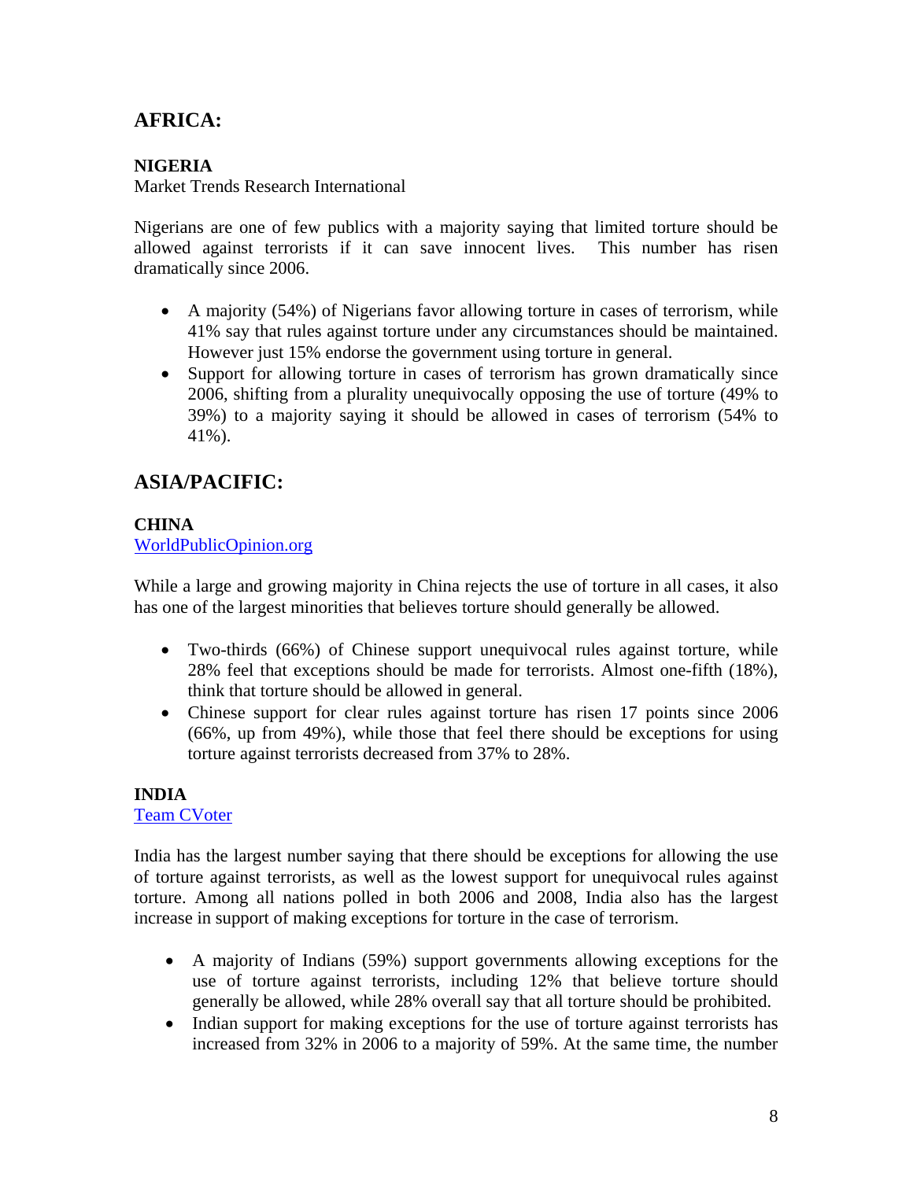## AFRICA:

### NIGERIA

Market Trends Research International

Nigerians are one of few publics with a majority saying that limited torture should be allowed against terrorists if it can save innocent lives. This number has risen dramatically since 2006.

- A majority (54%) of Nigerians favor allowing torture in cases of terrorism, while 41% say that rules against torture under any circumstances should be maintained. However just 15% endorse the government using torture in general.
- Support for allowing torture in cases of terrorism has grown dramatically since 2006, shifting from a plurality unequivocally opposing the use of torture (49% to 39%) to a majority saying it should be allowed in cases of terrorism (54% to 41%).

## ASIA/PACIFIC:

### CHINA

WorldPublicOpinion.org

While a large and growing majority in China rejects the use of torture in all cases, it also has one of the largest minorities that believes torture should generally be allowed.

- Two-thirds (66%) of Chinese support unequivocal rules against torture, while 28% feel that exceptions should be made for terrorists. Almost one-fifth (18%), think that torture should be allowed in general.
- Chinese support for clear rules against torture has risen 17 points since 2006 (66%, up from 49%), while those that feel there should be exceptions for using torture against terrorists decreased from 37% to 28%.

### INDIA

Team CVoter

India has the largest number saying that there should be exceptions for allowing the use of torture against terrorists, as well as the lowest support for unequivocal rules against torture. Among all nations polled in both 2006 and 2008, India also has the largest increase in support of making exceptions for torture in the case of terrorism.

- A majority of Indians (59%) support governments allowing exceptions for the use of torture against terrorists, including 12% that believe torture should generally be allowed, while 28% overall say that all torture should be prohibited.
- Indian support for making exceptions for the use of torture against terrorists has increased from 32% in 2006 to a majority of 59%. At the same time, the number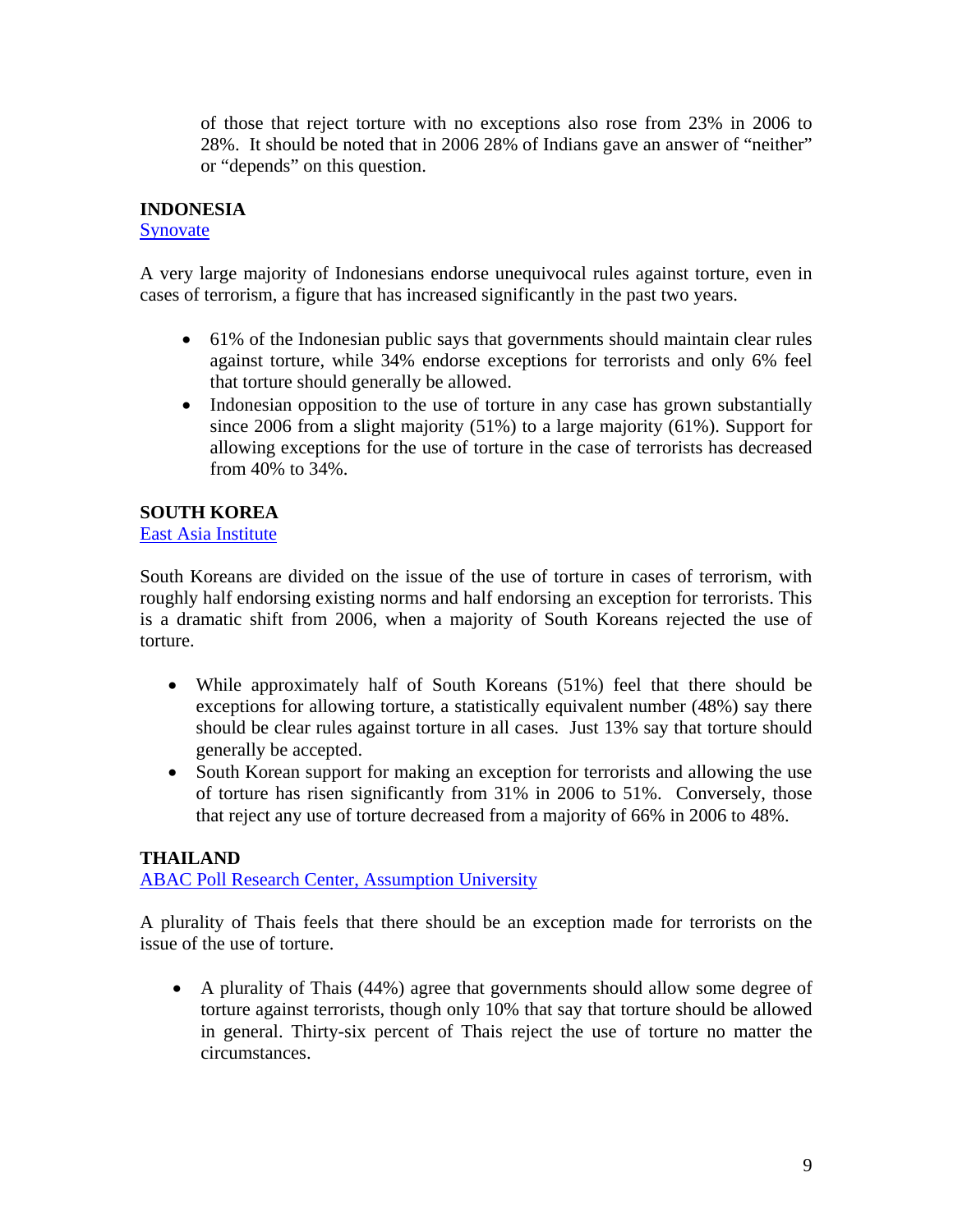of those that reject torture with no exceptions also rose from 23% in 2006 to 28%. It should be noted that in 2006 28% of Indians gave an answer of "neither" or "depends" on this question.

**INDONESIA**
Synovate

A very large majority of Indonesians endorse unequivocal rules against torture, even in cases of terrorism, a figure that has increased significantly in the past two years.

- 61% of the Indonesian public says that governments should maintain clear rules against torture, while 34% endorse exceptions for terrorists and only 6% feel that torture should generally be allowed.
- Indonesian opposition to the use of torture in any case has grown substantially since 2006 from a slight majority (51%) to a large majority (61%). Support for allowing exceptions for the use of torture in the case of terrorists has decreased from 40% to 34%.

**SOUTH KOREA**
East Asia Institute

South Koreans are divided on the issue of the use of torture in cases of terrorism, with roughly half endorsing existing norms and half endorsing an exception for terrorists. This is a dramatic shift from 2006, when a majority of South Koreans rejected the use of torture.

- While approximately half of South Koreans (51%) feel that there should be exceptions for allowing torture, a statistically equivalent number (48%) say there should be clear rules against torture in all cases. Just 13% say that torture should generally be accepted.
- South Korean support for making an exception for terrorists and allowing the use of torture has risen significantly from 31% in 2006 to 51%. Conversely, those that reject any use of torture decreased from a majority of 66% in 2006 to 48%.

**THAILAND**
ABAC Poll Research Center, Assumption University

A plurality of Thais feels that there should be an exception made for terrorists on the issue of the use of torture.

- A plurality of Thais (44%) agree that governments should allow some degree of torture against terrorists, though only 10% that say that torture should be allowed in general. Thirty-six percent of Thais reject the use of torture no matter the circumstances.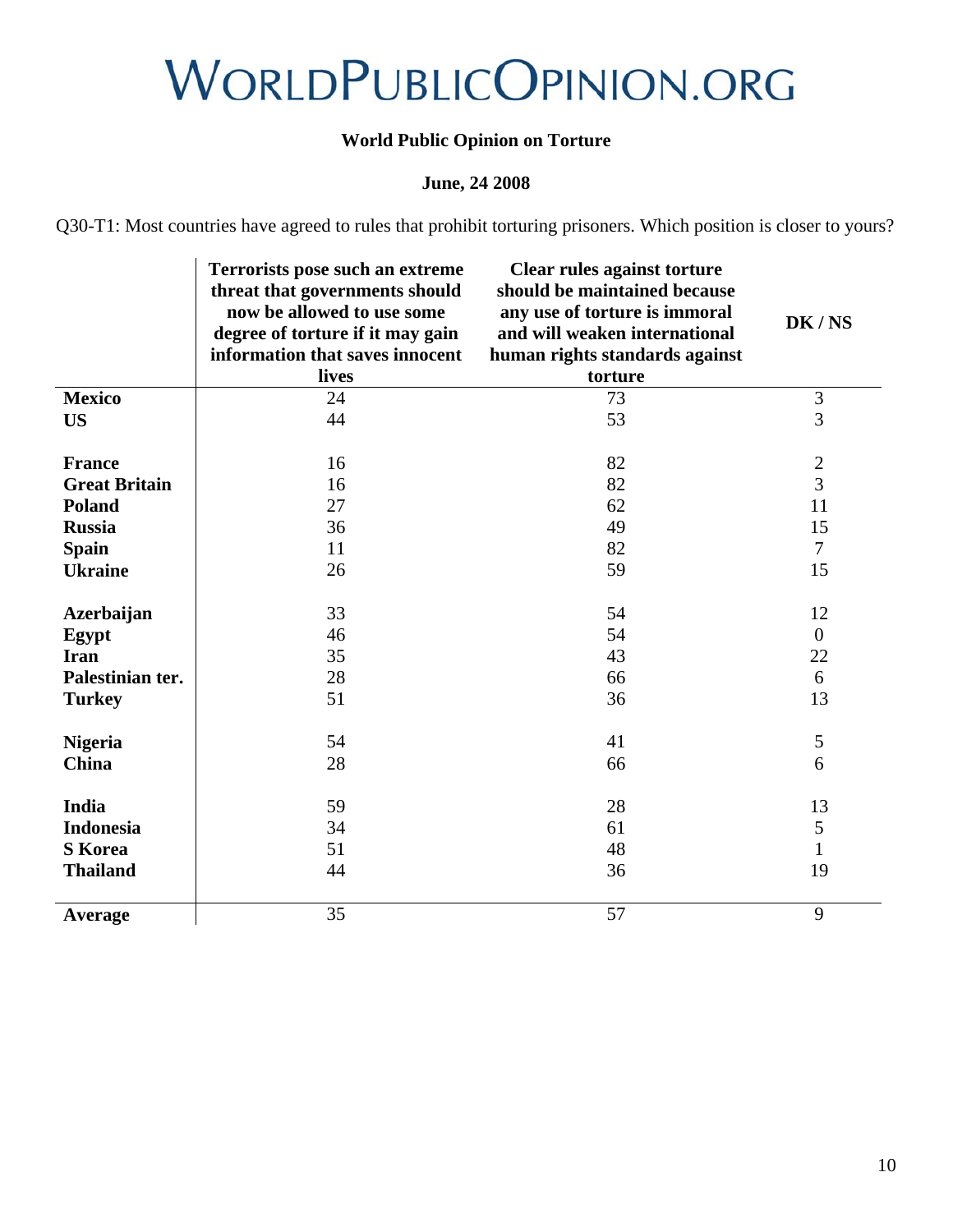# WorldPublicOpinion.org

**World Public Opinion on Torture**

**June, 24 2008**

Q30-T1: Most countries have agreed to rules that prohibit torturing prisoners. Which position is closer to yours?

| | Terrorists pose such an extreme threat that governments should now be allowed to use some degree of torture if it may gain information that saves innocent lives | Clear rules against torture should be maintained because any use of torture is immoral and will weaken international human rights standards against torture | DK / NS |
|---|---|---|---|
| **Mexico** | 24 | 73 | 3 |
| **US** | 44 | 53 | 3 |
| | | | |
| **France** | 16 | 82 | 2 |
| **Great Britain** | 16 | 82 | 3 |
| **Poland** | 27 | 62 | 11 |
| **Russia** | 36 | 49 | 15 |
| **Spain** | 11 | 82 | 7 |
| **Ukraine** | 26 | 59 | 15 |
| | | | |
| **Azerbaijan** | 33 | 54 | 12 |
| **Egypt** | 46 | 54 | 0 |
| **Iran** | 35 | 43 | 22 |
| **Palestinian ter.** | 28 | 66 | 6 |
| **Turkey** | 51 | 36 | 13 |
| | | | |
| **Nigeria** | 54 | 41 | 5 |
| **China** | 28 | 66 | 6 |
| | | | |
| **India** | 59 | 28 | 13 |
| **Indonesia** | 34 | 61 | 5 |
| **S Korea** | 51 | 48 | 1 |
| **Thailand** | 44 | 36 | 19 |
| | | | |
| **Average** | 35 | 57 | 9 |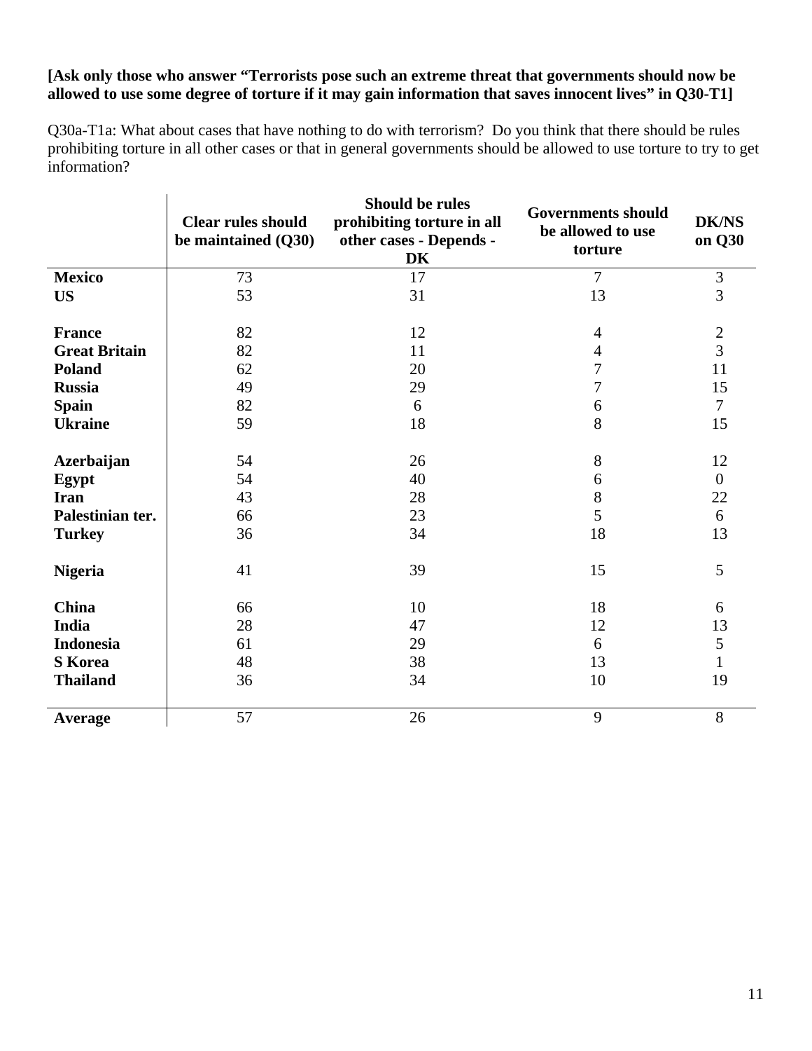**[Ask only those who answer “Terrorists pose such an extreme threat that governments should now be allowed to use some degree of torture if it may gain information that saves innocent lives” in Q30-T1]**

Q30a-T1a: What about cases that have nothing to do with terrorism? Do you think that there should be rules prohibiting torture in all other cases or that in general governments should be allowed to use torture to try to get information?

| | Clear rules should be maintained (Q30) | Should be rules prohibiting torture in all other cases - Depends - DK | Governments should be allowed to use torture | DK/NS on Q30 |
|---|---|---|---|---|
| **Mexico** | 73 | 17 | 7 | 3 |
| **US** | 53 | 31 | 13 | 3 |
| | | | | |
| **France** | 82 | 12 | 4 | 2 |
| **Great Britain** | 82 | 11 | 4 | 3 |
| **Poland** | 62 | 20 | 7 | 11 |
| **Russia** | 49 | 29 | 7 | 15 |
| **Spain** | 82 | 6 | 6 | 7 |
| **Ukraine** | 59 | 18 | 8 | 15 |
| | | | | |
| **Azerbaijan** | 54 | 26 | 8 | 12 |
| **Egypt** | 54 | 40 | 6 | 0 |
| **Iran** | 43 | 28 | 8 | 22 |
| **Palestinian ter.** | 66 | 23 | 5 | 6 |
| **Turkey** | 36 | 34 | 18 | 13 |
| | | | | |
| **Nigeria** | 41 | 39 | 15 | 5 |
| | | | | |
| **China** | 66 | 10 | 18 | 6 |
| **India** | 28 | 47 | 12 | 13 |
| **Indonesia** | 61 | 29 | 6 | 5 |
| **S Korea** | 48 | 38 | 13 | 1 |
| **Thailand** | 36 | 34 | 10 | 19 |
| | | | | |
| **Average** | 57 | 26 | 9 | 8 |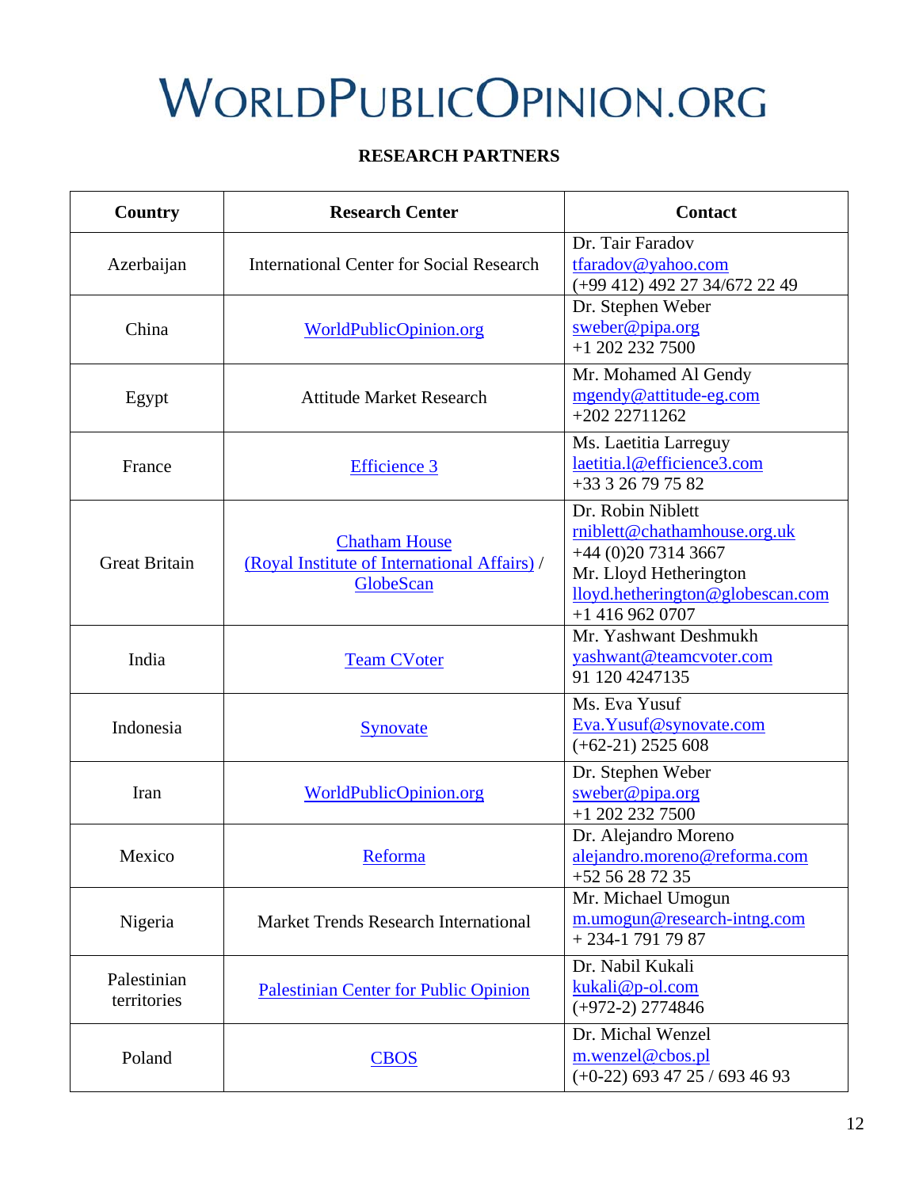# WorldPublicOpinion.org

**RESEARCH PARTNERS**

| Country | Research Center | Contact |
|---|---|---|
| Azerbaijan | International Center for Social Research | Dr. Tair Faradov<br>tfaradov@yahoo.com<br>(+99 412) 492 27 34/672 22 49 |
| China | WorldPublicOpinion.org | Dr. Stephen Weber<br>sweber@pipa.org<br>+1 202 232 7500 |
| Egypt | Attitude Market Research | Mr. Mohamed Al Gendy<br>mgendy@attitude-eg.com<br>+202 22711262 |
| France | Efficience 3 | Ms. Laetitia Larreguy<br>laetitia.l@efficience3.com<br>+33 3 26 79 75 82 |
| Great Britain | Chatham House (Royal Institute of International Affairs) / GlobeScan | Dr. Robin Niblett<br>rniblett@chathamhouse.org.uk<br>+44 (0)20 7314 3667<br>Mr. Lloyd Hetherington<br>lloyd.hetherington@globescan.com<br>+1 416 962 0707 |
| India | Team CVoter | Mr. Yashwant Deshmukh<br>yashwant@teamcvoter.com<br>91 120 4247135 |
| Indonesia | Synovate | Ms. Eva Yusuf<br>Eva.Yusuf@synovate.com<br>(+62-21) 2525 608 |
| Iran | WorldPublicOpinion.org | Dr. Stephen Weber<br>sweber@pipa.org<br>+1 202 232 7500 |
| Mexico | Reforma | Dr. Alejandro Moreno<br>alejandro.moreno@reforma.com<br>+52 56 28 72 35 |
| Nigeria | Market Trends Research International | Mr. Michael Umogun<br>m.umogun@research-intng.com<br>+ 234-1 791 79 87 |
| Palestinian territories | Palestinian Center for Public Opinion | Dr. Nabil Kukali<br>kukali@p-ol.com<br>(+972-2) 2774846 |
| Poland | CBOS | Dr. Michal Wenzel<br>m.wenzel@cbos.pl<br>(+0-22) 693 47 25 / 693 46 93 |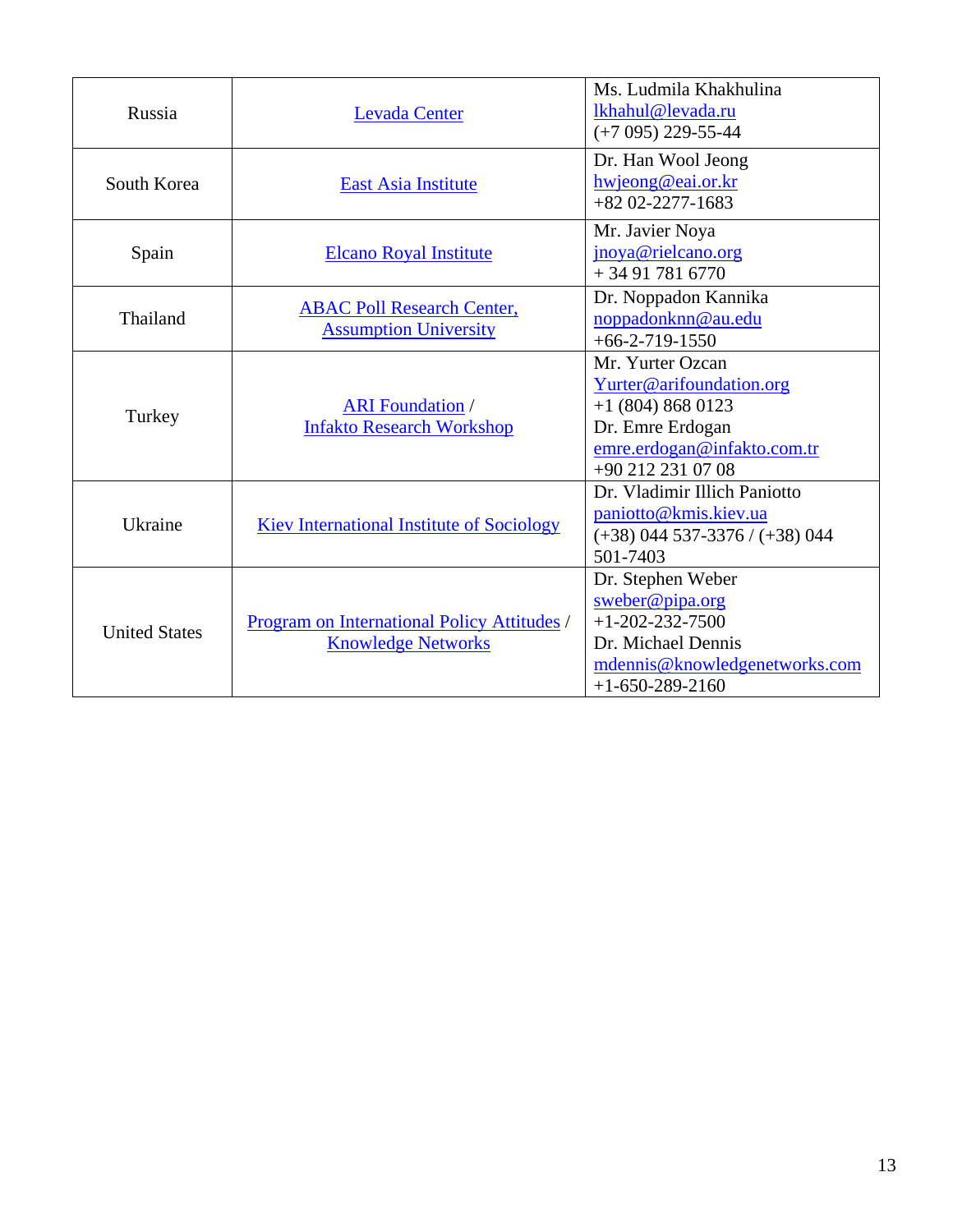| | | |
|---|---|---|
| Russia | Levada Center | Ms. Ludmila Khakhulina<br>lkhahul@levada.ru<br>(+7 095) 229-55-44 |
| South Korea | East Asia Institute | Dr. Han Wool Jeong<br>hwjeong@eai.or.kr<br>+82 02-2277-1683 |
| Spain | Elcano Royal Institute | Mr. Javier Noya<br>jnoya@rielcano.org<br>+ 34 91 781 6770 |
| Thailand | ABAC Poll Research Center, Assumption University | Dr. Noppadon Kannika<br>noppadonknn@au.edu<br>+66-2-719-1550 |
| Turkey | ARI Foundation / Infakto Research Workshop | Mr. Yurter Ozcan<br>Yurter@arifoundation.org<br>+1 (804) 868 0123<br>Dr. Emre Erdogan<br>emre.erdogan@infakto.com.tr<br>+90 212 231 07 08 |
| Ukraine | Kiev International Institute of Sociology | Dr. Vladimir Illich Paniotto<br>paniotto@kmis.kiev.ua<br>(+38) 044 537-3376 / (+38) 044 501-7403 |
| United States | Program on International Policy Attitudes / Knowledge Networks | Dr. Stephen Weber<br>sweber@pipa.org<br>+1-202-232-7500<br>Dr. Michael Dennis<br>mdennis@knowledgenetworks.com<br>+1-650-289-2160 |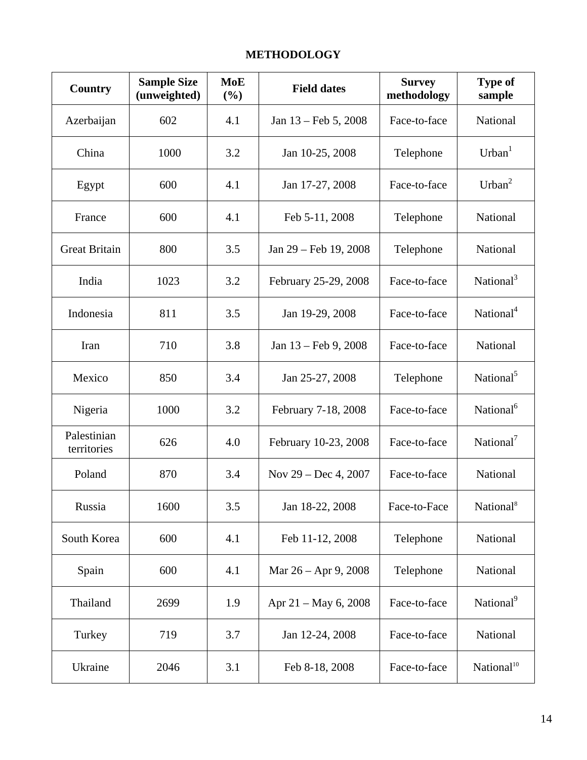# METHODOLOGY

| Country | Sample Size (unweighted) | MoE (%) | Field dates | Survey methodology | Type of sample |
|---|---|---|---|---|---|
| Azerbaijan | 602 | 4.1 | Jan 13 – Feb 5, 2008 | Face-to-face | National |
| China | 1000 | 3.2 | Jan 10-25, 2008 | Telephone | Urban[1] |
| Egypt | 600 | 4.1 | Jan 17-27, 2008 | Face-to-face | Urban[2] |
| France | 600 | 4.1 | Feb 5-11, 2008 | Telephone | National |
| Great Britain | 800 | 3.5 | Jan 29 – Feb 19, 2008 | Telephone | National |
| India | 1023 | 3.2 | February 25-29, 2008 | Face-to-face | National[3] |
| Indonesia | 811 | 3.5 | Jan 19-29, 2008 | Face-to-face | National[4] |
| Iran | 710 | 3.8 | Jan 13 – Feb 9, 2008 | Face-to-face | National |
| Mexico | 850 | 3.4 | Jan 25-27, 2008 | Telephone | National[5] |
| Nigeria | 1000 | 3.2 | February 7-18, 2008 | Face-to-face | National[6] |
| Palestinian territories | 626 | 4.0 | February 10-23, 2008 | Face-to-face | National[7] |
| Poland | 870 | 3.4 | Nov 29 – Dec 4, 2007 | Face-to-face | National |
| Russia | 1600 | 3.5 | Jan 18-22, 2008 | Face-to-Face | National[8] |
| South Korea | 600 | 4.1 | Feb 11-12, 2008 | Telephone | National |
| Spain | 600 | 4.1 | Mar 26 – Apr 9, 2008 | Telephone | National |
| Thailand | 2699 | 1.9 | Apr 21 – May 6, 2008 | Face-to-face | National[9] |
| Turkey | 719 | 3.7 | Jan 12-24, 2008 | Face-to-face | National |
| Ukraine | 2046 | 3.1 | Feb 8-18, 2008 | Face-to-face | National[10] |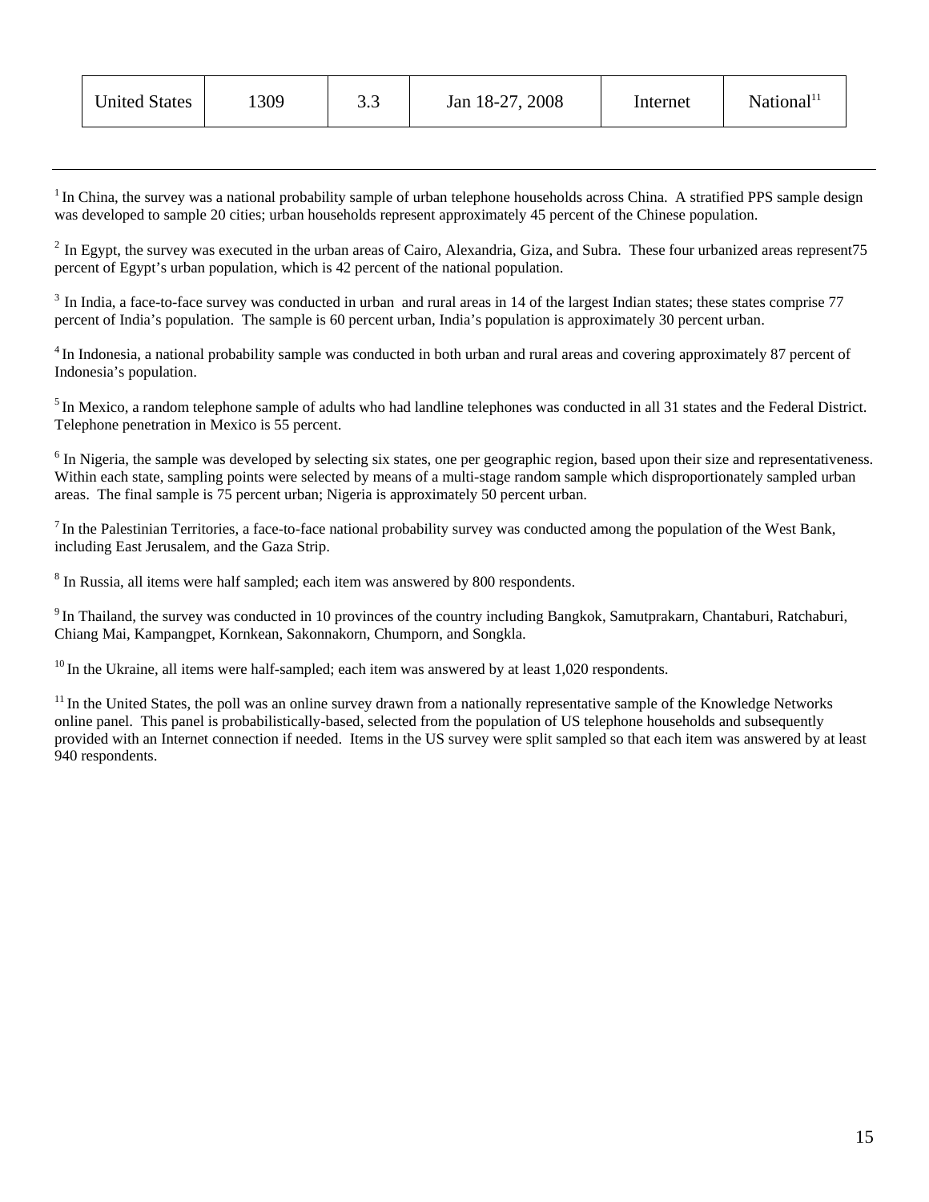| | | | | | |
|---|---|---|---|---|---|
| United States | 1309 | 3.3 | Jan 18-27, 2008 | Internet | National[11] |

---

[1] In China, the survey was a national probability sample of urban telephone households across China. A stratified PPS sample design was developed to sample 20 cities; urban households represent approximately 45 percent of the Chinese population.

[2] In Egypt, the survey was executed in the urban areas of Cairo, Alexandria, Giza, and Subra. These four urbanized areas represent75 percent of Egypt's urban population, which is 42 percent of the national population.

[3] In India, a face-to-face survey was conducted in urban and rural areas in 14 of the largest Indian states; these states comprise 77 percent of India's population. The sample is 60 percent urban, India's population is approximately 30 percent urban.

[4] In Indonesia, a national probability sample was conducted in both urban and rural areas and covering approximately 87 percent of Indonesia's population.

[5] In Mexico, a random telephone sample of adults who had landline telephones was conducted in all 31 states and the Federal District. Telephone penetration in Mexico is 55 percent.

[6] In Nigeria, the sample was developed by selecting six states, one per geographic region, based upon their size and representativeness. Within each state, sampling points were selected by means of a multi-stage random sample which disproportionately sampled urban areas. The final sample is 75 percent urban; Nigeria is approximately 50 percent urban.

[7] In the Palestinian Territories, a face-to-face national probability survey was conducted among the population of the West Bank, including East Jerusalem, and the Gaza Strip.

[8] In Russia, all items were half sampled; each item was answered by 800 respondents.

[9] In Thailand, the survey was conducted in 10 provinces of the country including Bangkok, Samutprakarn, Chantaburi, Ratchaburi, Chiang Mai, Kampangpet, Kornkean, Sakonnakorn, Chumporn, and Songkla.

[10] In the Ukraine, all items were half-sampled; each item was answered by at least 1,020 respondents.

[11] In the United States, the poll was an online survey drawn from a nationally representative sample of the Knowledge Networks online panel. This panel is probabilistically-based, selected from the population of US telephone households and subsequently provided with an Internet connection if needed. Items in the US survey were split sampled so that each item was answered by at least 940 respondents.